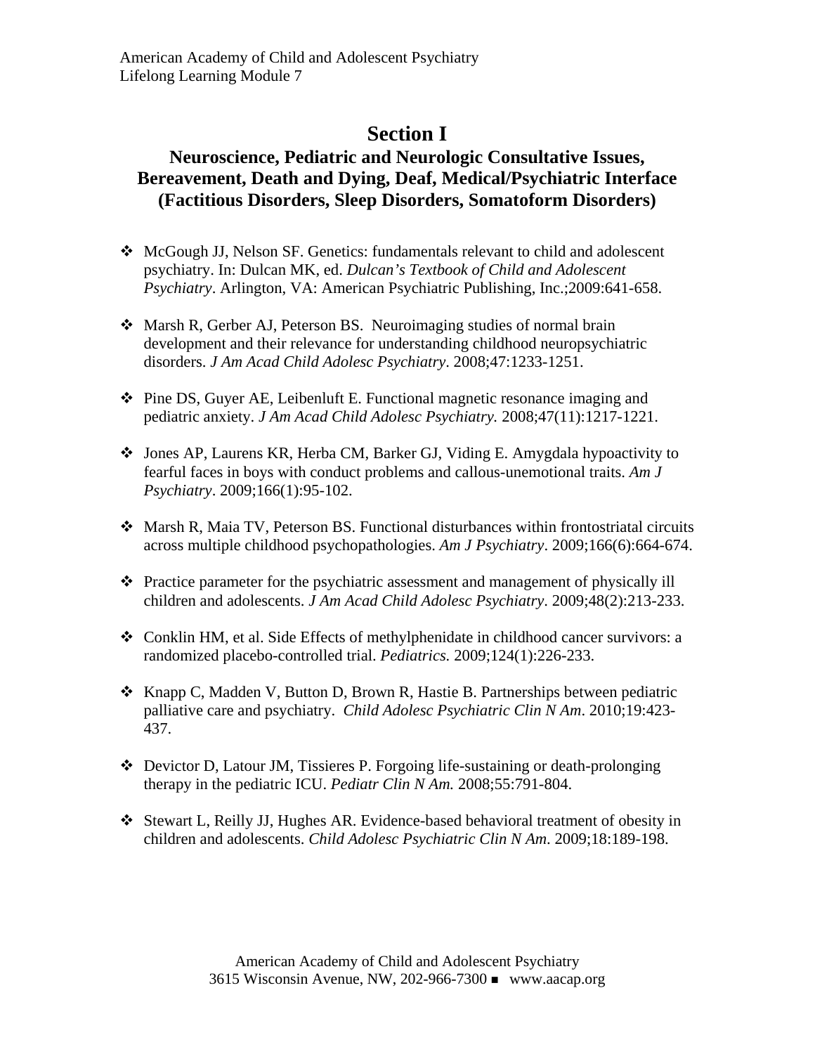# Section I

## Neuroscience, Pediatric and Neurologic Consultative Issues, Bereavement, Death and Dying, Deaf, Medical/Psychiatric Interface (Factitious Disorders, Sleep Disorders, Somatoform Disorders)

- McGough JJ, Nelson SF. Genetics: fundamentals relevant to child and adolescent psychiatry. In: Dulcan MK, ed. *Dulcan's Textbook of Child and Adolescent Psychiatry*. Arlington, VA: American Psychiatric Publishing, Inc.;2009:641-658.

- Marsh R, Gerber AJ, Peterson BS. Neuroimaging studies of normal brain development and their relevance for understanding childhood neuropsychiatric disorders. *J Am Acad Child Adolesc Psychiatry*. 2008;47:1233-1251.

- Pine DS, Guyer AE, Leibenluft E. Functional magnetic resonance imaging and pediatric anxiety. *J Am Acad Child Adolesc Psychiatry.* 2008;47(11):1217-1221.

- Jones AP, Laurens KR, Herba CM, Barker GJ, Viding E. Amygdala hypoactivity to fearful faces in boys with conduct problems and callous-unemotional traits. *Am J Psychiatry*. 2009;166(1):95-102.

- Marsh R, Maia TV, Peterson BS. Functional disturbances within frontostriatal circuits across multiple childhood psychopathologies. *Am J Psychiatry*. 2009;166(6):664-674.

- Practice parameter for the psychiatric assessment and management of physically ill children and adolescents. *J Am Acad Child Adolesc Psychiatry*. 2009;48(2):213-233.

- Conklin HM, et al. Side Effects of methylphenidate in childhood cancer survivors: a randomized placebo-controlled trial. *Pediatrics.* 2009;124(1):226-233.

- Knapp C, Madden V, Button D, Brown R, Hastie B. Partnerships between pediatric palliative care and psychiatry. *Child Adolesc Psychiatric Clin N Am*. 2010;19:423-437.

- Devictor D, Latour JM, Tissieres P. Forgoing life-sustaining or death-prolonging therapy in the pediatric ICU. *Pediatr Clin N Am.* 2008;55:791-804.

- Stewart L, Reilly JJ, Hughes AR. Evidence-based behavioral treatment of obesity in children and adolescents. *Child Adolesc Psychiatric Clin N Am*. 2009;18:189-198.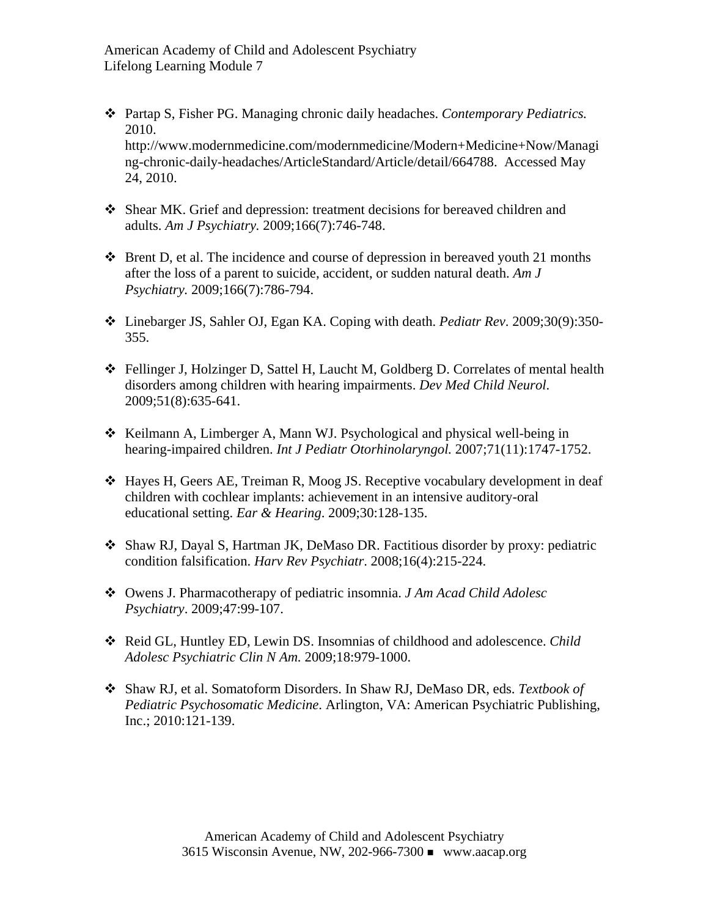- Partap S, Fisher PG. Managing chronic daily headaches. *Contemporary Pediatrics.* 2010. http://www.modernmedicine.com/modernmedicine/Modern+Medicine+Now/Managing-chronic-daily-headaches/ArticleStandard/Article/detail/664788. Accessed May 24, 2010.

- Shear MK. Grief and depression: treatment decisions for bereaved children and adults. *Am J Psychiatry.* 2009;166(7):746-748.

- Brent D, et al. The incidence and course of depression in bereaved youth 21 months after the loss of a parent to suicide, accident, or sudden natural death. *Am J Psychiatry.* 2009;166(7):786-794.

- Linebarger JS, Sahler OJ, Egan KA. Coping with death. *Pediatr Rev*. 2009;30(9):350-355.

- Fellinger J, Holzinger D, Sattel H, Laucht M, Goldberg D. Correlates of mental health disorders among children with hearing impairments. *Dev Med Child Neurol*. 2009;51(8):635-641.

- Keilmann A, Limberger A, Mann WJ. Psychological and physical well-being in hearing-impaired children. *Int J Pediatr Otorhinolaryngol.* 2007;71(11):1747-1752.

- Hayes H, Geers AE, Treiman R, Moog JS. Receptive vocabulary development in deaf children with cochlear implants: achievement in an intensive auditory-oral educational setting. *Ear & Hearing*. 2009;30:128-135.

- Shaw RJ, Dayal S, Hartman JK, DeMaso DR. Factitious disorder by proxy: pediatric condition falsification. *Harv Rev Psychiatr*. 2008;16(4):215-224.

- Owens J. Pharmacotherapy of pediatric insomnia. *J Am Acad Child Adolesc Psychiatry*. 2009;47:99-107.

- Reid GL, Huntley ED, Lewin DS. Insomnias of childhood and adolescence. *Child Adolesc Psychiatric Clin N Am.* 2009;18:979-1000.

- Shaw RJ, et al. Somatoform Disorders. In Shaw RJ, DeMaso DR, eds. *Textbook of Pediatric Psychosomatic Medicine*. Arlington, VA: American Psychiatric Publishing, Inc.; 2010:121-139.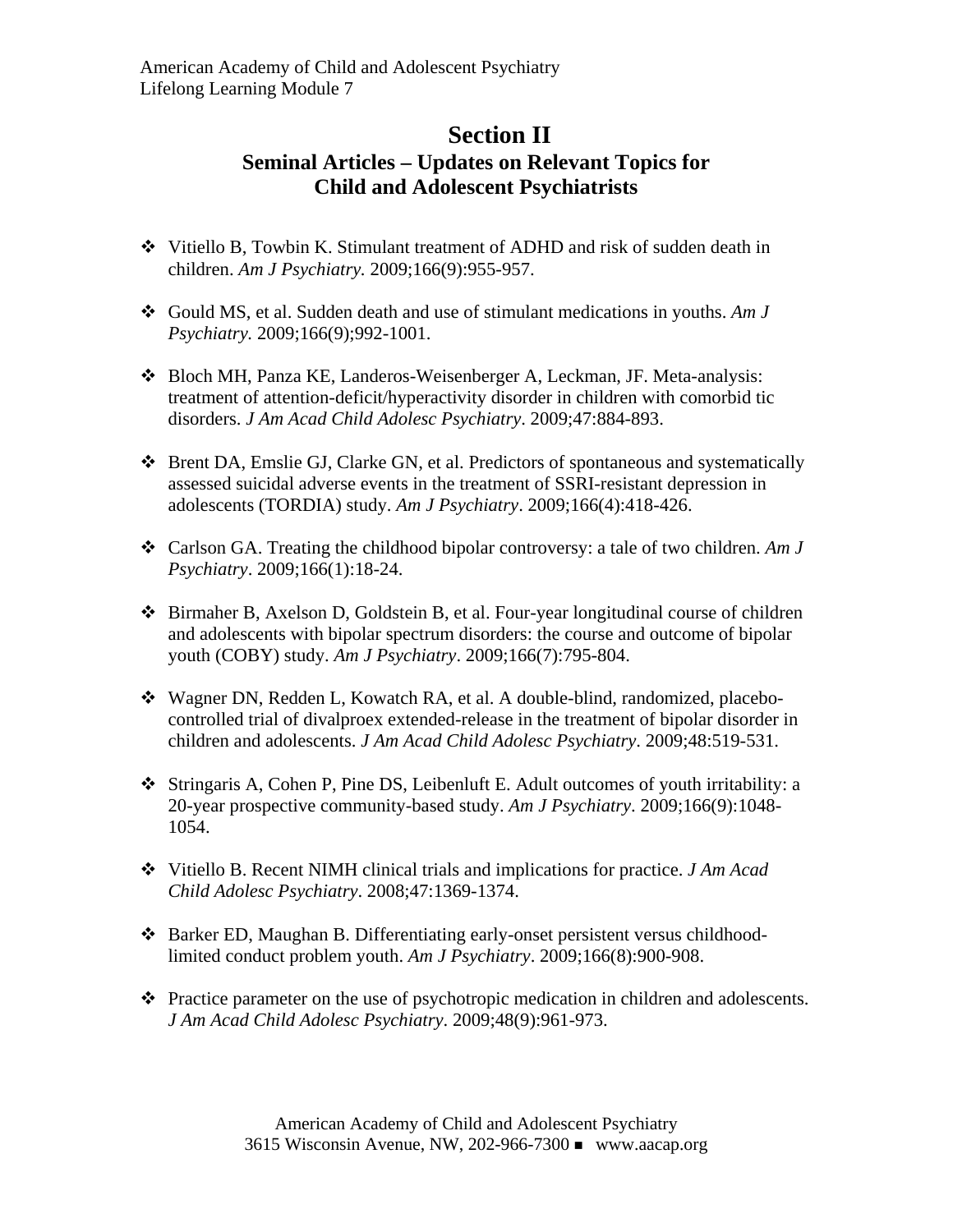# Section II

## Seminal Articles – Updates on Relevant Topics for Child and Adolescent Psychiatrists

- Vitiello B, Towbin K. Stimulant treatment of ADHD and risk of sudden death in children. *Am J Psychiatry.* 2009;166(9):955-957.
- Gould MS, et al. Sudden death and use of stimulant medications in youths. *Am J Psychiatry.* 2009;166(9);992-1001.
- Bloch MH, Panza KE, Landeros-Weisenberger A, Leckman, JF. Meta-analysis: treatment of attention-deficit/hyperactivity disorder in children with comorbid tic disorders. *J Am Acad Child Adolesc Psychiatry*. 2009;47:884-893.
- Brent DA, Emslie GJ, Clarke GN, et al. Predictors of spontaneous and systematically assessed suicidal adverse events in the treatment of SSRI-resistant depression in adolescents (TORDIA) study. *Am J Psychiatry*. 2009;166(4):418-426.
- Carlson GA. Treating the childhood bipolar controversy: a tale of two children. *Am J Psychiatry*. 2009;166(1):18-24.
- Birmaher B, Axelson D, Goldstein B, et al. Four-year longitudinal course of children and adolescents with bipolar spectrum disorders: the course and outcome of bipolar youth (COBY) study. *Am J Psychiatry*. 2009;166(7):795-804.
- Wagner DN, Redden L, Kowatch RA, et al. A double-blind, randomized, placebo-controlled trial of divalproex extended-release in the treatment of bipolar disorder in children and adolescents. *J Am Acad Child Adolesc Psychiatry*. 2009;48:519-531.
- Stringaris A, Cohen P, Pine DS, Leibenluft E. Adult outcomes of youth irritability: a 20-year prospective community-based study. *Am J Psychiatry*. 2009;166(9):1048-1054.
- Vitiello B. Recent NIMH clinical trials and implications for practice. *J Am Acad Child Adolesc Psychiatry*. 2008;47:1369-1374.
- Barker ED, Maughan B. Differentiating early-onset persistent versus childhood-limited conduct problem youth. *Am J Psychiatry*. 2009;166(8):900-908.
- Practice parameter on the use of psychotropic medication in children and adolescents. *J Am Acad Child Adolesc Psychiatry*. 2009;48(9):961-973.